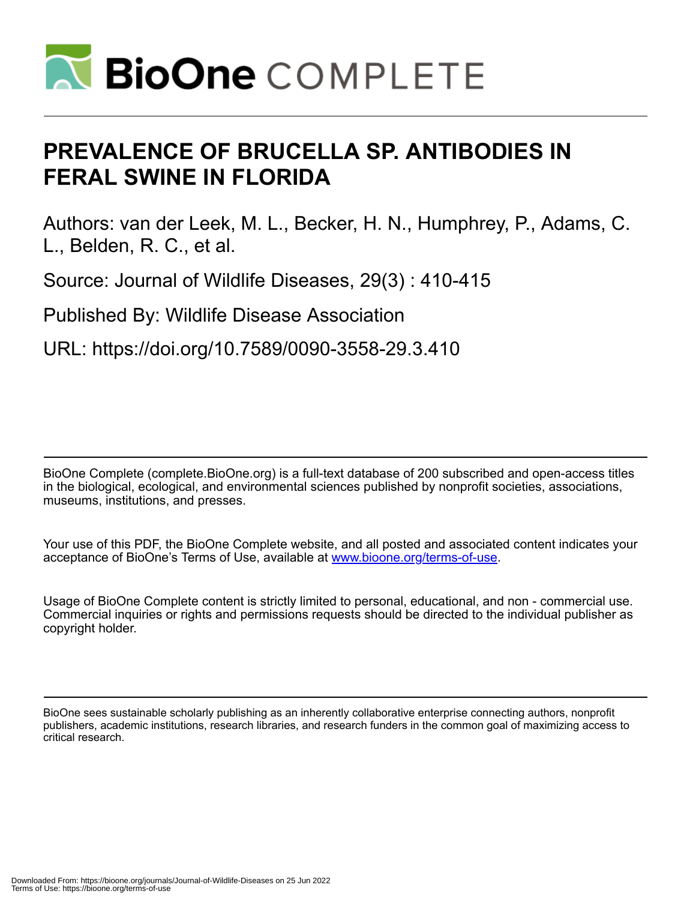# PREVALENCE OF BRUCELLA SP. ANTIBODIES IN FERAL SWINE IN FLORIDA

Authors: van der Leek, M. L., Becker, H. N., Humphrey, P., Adams, C. L., Belden, R. C., et al.

Source: Journal of Wildlife Diseases, 29(3) : 410-415

Published By: Wildlife Disease Association

URL: https://doi.org/10.7589/0090-3558-29.3.410

BioOne Complete (complete.BioOne.org) is a full-text database of 200 subscribed and open-access titles in the biological, ecological, and environmental sciences published by nonprofit societies, associations, museums, institutions, and presses.

Your use of this PDF, the BioOne Complete website, and all posted and associated content indicates your acceptance of BioOne's Terms of Use, available at www.bioone.org/terms-of-use.

Usage of BioOne Complete content is strictly limited to personal, educational, and non - commercial use. Commercial inquiries or rights and permissions requests should be directed to the individual publisher as copyright holder.

BioOne sees sustainable scholarly publishing as an inherently collaborative enterprise connecting authors, nonprofit publishers, academic institutions, research libraries, and research funders in the common goal of maximizing access to critical research.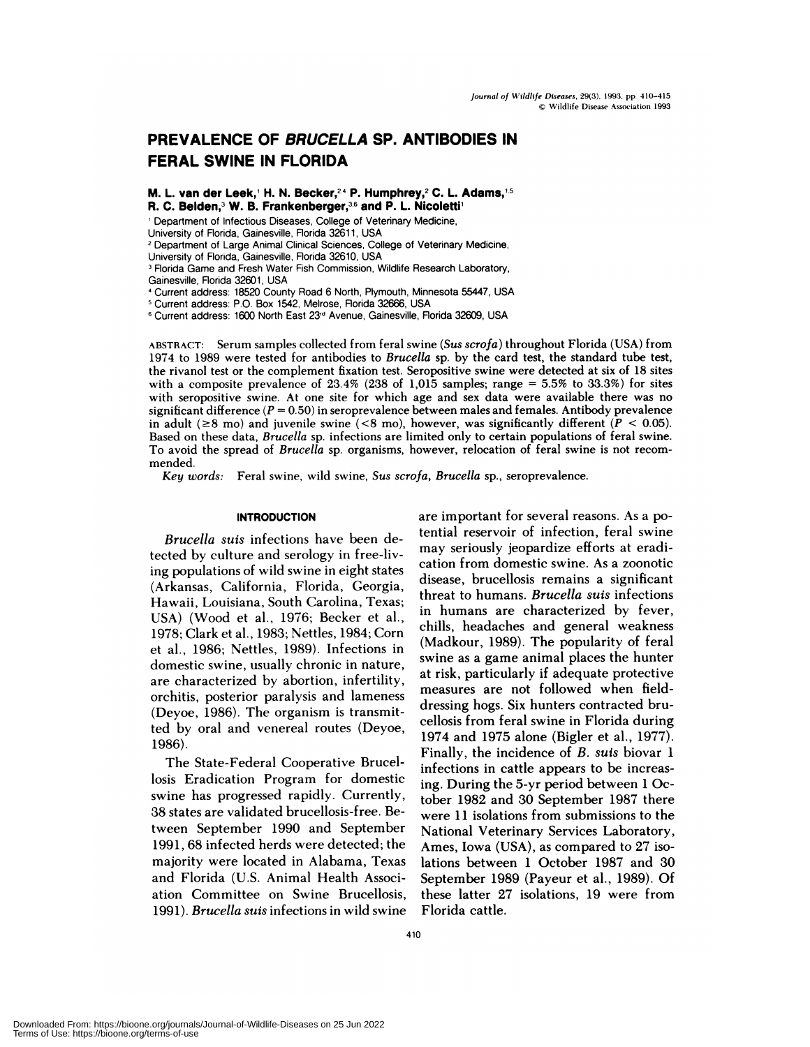# PREVALENCE OF *BRUCELLA* SP. ANTIBODIES IN FERAL SWINE IN FLORIDA

**M. L. van der Leek,[1] H. N. Becker,[2,4] P. Humphrey,[2] C. L. Adams,[1,5] R. C. Belden,[3] W. B. Frankenberger,[3,6] and P. L. Nicoletti[1]**

[1] Department of Infectious Diseases, College of Veterinary Medicine, University of Florida, Gainesville, Florida 32611, USA
[2] Department of Large Animal Clinical Sciences, College of Veterinary Medicine, University of Florida, Gainesville, Florida 32610, USA
[3] Florida Game and Fresh Water Fish Commission, Wildlife Research Laboratory, Gainesville, Florida 32601, USA
[4] Current address: 18520 County Road 6 North, Plymouth, Minnesota 55447, USA
[5] Current address: P.O. Box 1542, Melrose, Florida 32666, USA
[6] Current address: 1600 North East 23rd Avenue, Gainesville, Florida 32609, USA

ABSTRACT: Serum samples collected from feral swine (*Sus scrofa*) throughout Florida (USA) from 1974 to 1989 were tested for antibodies to *Brucella* sp. by the card test, the standard tube test, the rivanol test or the complement fixation test. Seropositive swine were detected at six of 18 sites with a composite prevalence of 23.4% (238 of 1,015 samples; range = 5.5% to 33.3%) for sites with seropositive swine. At one site for which age and sex data were available there was no significant difference ($P = 0.50$) in seroprevalence between males and females. Antibody prevalence in adult (≥8 mo) and juvenile swine (<8 mo), however, was significantly different ($P < 0.05$). Based on these data, *Brucella* sp. infections are limited only to certain populations of feral swine. To avoid the spread of *Brucella* sp. organisms, however, relocation of feral swine is not recommended.

*Key words:* Feral swine, wild swine, *Sus scrofa*, *Brucella* sp., seroprevalence.

## INTRODUCTION

*Brucella suis* infections have been detected by culture and serology in free-living populations of wild swine in eight states (Arkansas, California, Florida, Georgia, Hawaii, Louisiana, South Carolina, Texas; USA) (Wood et al., 1976; Becker et al., 1978; Clark et al., 1983; Nettles, 1984; Corn et al., 1986; Nettles, 1989). Infections in domestic swine, usually chronic in nature, are characterized by abortion, infertility, orchitis, posterior paralysis and lameness (Deyoe, 1986). The organism is transmitted by oral and venereal routes (Deyoe, 1986).

The State-Federal Cooperative Brucellosis Eradication Program for domestic swine has progressed rapidly. Currently, 38 states are validated brucellosis-free. Between September 1990 and September 1991, 68 infected herds were detected; the majority were located in Alabama, Texas and Florida (U.S. Animal Health Association Committee on Swine Brucellosis, 1991). *Brucella suis* infections in wild swine are important for several reasons. As a potential reservoir of infection, feral swine may seriously jeopardize efforts at eradication from domestic swine. As a zoonotic disease, brucellosis remains a significant threat to humans. *Brucella suis* infections in humans are characterized by fever, chills, headaches and general weakness (Madkour, 1989). The popularity of feral swine as a game animal places the hunter at risk, particularly if adequate protective measures are not followed when field-dressing hogs. Six hunters contracted brucellosis from feral swine in Florida during 1974 and 1975 alone (Bigler et al., 1977). Finally, the incidence of *B. suis* biovar 1 infections in cattle appears to be increasing. During the 5-yr period between 1 October 1982 and 30 September 1987 there were 11 isolations from submissions to the National Veterinary Services Laboratory, Ames, Iowa (USA), as compared to 27 isolations between 1 October 1987 and 30 September 1989 (Payeur et al., 1989). Of these latter 27 isolations, 19 were from Florida cattle.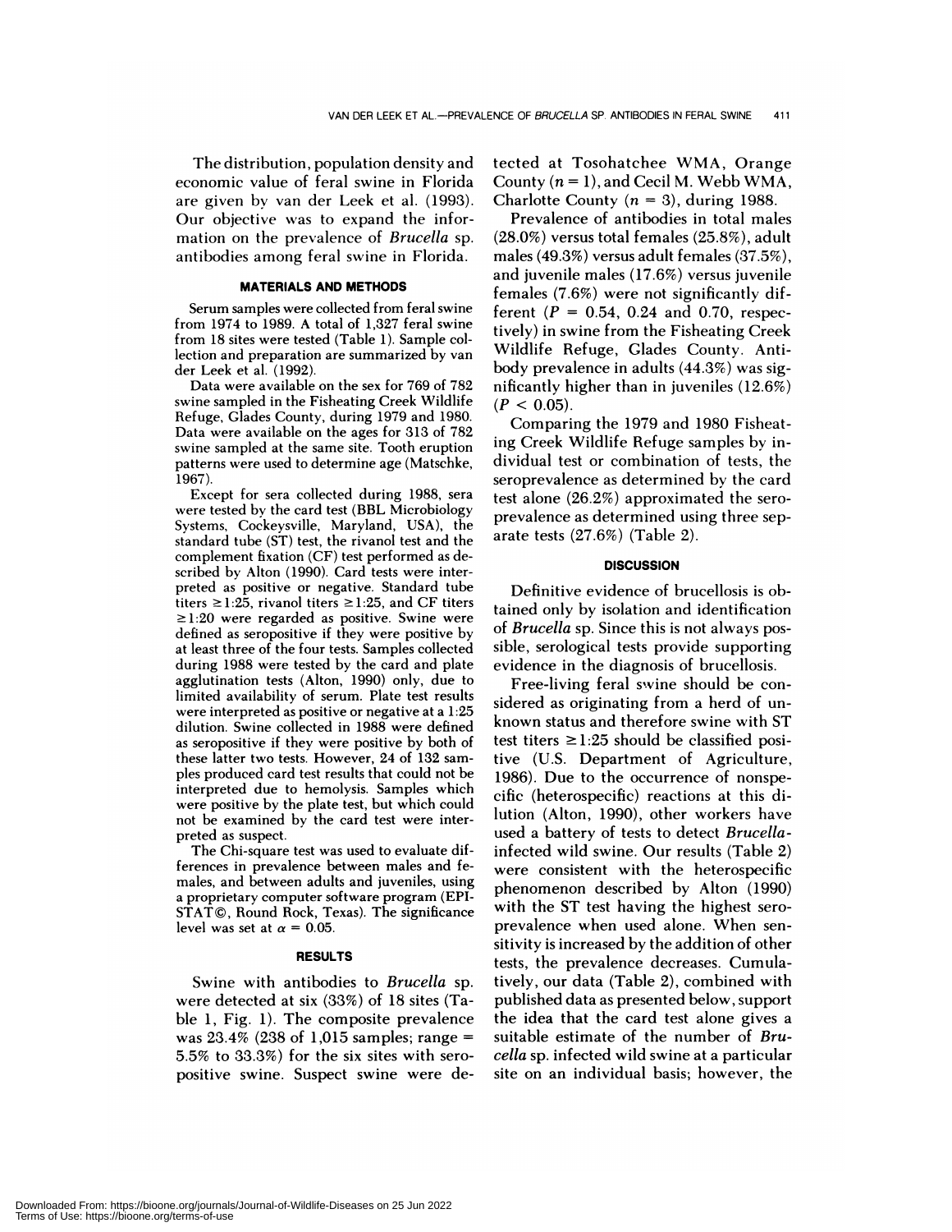The distribution, population density and economic value of feral swine in Florida are given by van der Leek et al. (1993). Our objective was to expand the information on the prevalence of *Brucella* sp. antibodies among feral swine in Florida.

## MATERIALS AND METHODS

Serum samples were collected from feral swine from 1974 to 1989. A total of 1,327 feral swine from 18 sites were tested (Table 1). Sample collection and preparation are summarized by van der Leek et al. (1992).

Data were available on the sex for 769 of 782 swine sampled in the Fisheating Creek Wildlife Refuge, Glades County, during 1979 and 1980. Data were available on the ages for 313 of 782 swine sampled at the same site. Tooth eruption patterns were used to determine age (Matschke, 1967).

Except for sera collected during 1988, sera were tested by the card test (BBL Microbiology Systems, Cockeysville, Maryland, USA), the standard tube (ST) test, the rivanol test and the complement fixation (CF) test performed as described by Alton (1990). Card tests were interpreted as positive or negative. Standard tube titers $\geq$1:25, rivanol titers $\geq$1:25, and CF titers $\geq$1:20 were regarded as positive. Swine were defined as seropositive if they were positive by at least three of the four tests. Samples collected during 1988 were tested by the card and plate agglutination tests (Alton, 1990) only, due to limited availability of serum. Plate test results were interpreted as positive or negative at a 1:25 dilution. Swine collected in 1988 were defined as seropositive if they were positive by both of these latter two tests. However, 24 of 132 samples produced card test results that could not be interpreted due to hemolysis. Samples which were positive by the plate test, but which could not be examined by the card test were interpreted as suspect.

The Chi-square test was used to evaluate differences in prevalence between males and females, and between adults and juveniles, using a proprietary computer software program (EPI-STAT©, Round Rock, Texas). The significance level was set at $\alpha = 0.05$.

## RESULTS

Swine with antibodies to *Brucella* sp. were detected at six (33%) of 18 sites (Table 1, Fig. 1). The composite prevalence was 23.4% (238 of 1,015 samples; range = 5.5% to 33.3%) for the six sites with seropositive swine. Suspect swine were detected at Tosohatchee WMA, Orange County ($n = 1$), and Cecil M. Webb WMA, Charlotte County ($n = 3$), during 1988.

Prevalence of antibodies in total males (28.0%) versus total females (25.8%), adult males (49.3%) versus adult females (37.5%), and juvenile males (17.6%) versus juvenile females (7.6%) were not significantly different ($P = 0.54$, 0.24 and 0.70, respectively) in swine from the Fisheating Creek Wildlife Refuge, Glades County. Antibody prevalence in adults (44.3%) was significantly higher than in juveniles (12.6%) ($P < 0.05$).

Comparing the 1979 and 1980 Fisheating Creek Wildlife Refuge samples by individual test or combination of tests, the seroprevalence as determined by the card test alone (26.2%) approximated the seroprevalence as determined using three separate tests (27.6%) (Table 2).

## DISCUSSION

Definitive evidence of brucellosis is obtained only by isolation and identification of *Brucella* sp. Since this is not always possible, serological tests provide supporting evidence in the diagnosis of brucellosis.

Free-living feral swine should be considered as originating from a herd of unknown status and therefore swine with ST test titers $\geq$1:25 should be classified positive (U.S. Department of Agriculture, 1986). Due to the occurrence of nonspecific (heterospecific) reactions at this dilution (Alton, 1990), other workers have used a battery of tests to detect *Brucella*-infected wild swine. Our results (Table 2) were consistent with the heterospecific phenomenon described by Alton (1990) with the ST test having the highest seroprevalence when used alone. When sensitivity is increased by the addition of other tests, the prevalence decreases. Cumulatively, our data (Table 2), combined with published data as presented below, support the idea that the card test alone gives a suitable estimate of the number of *Brucella* sp. infected wild swine at a particular site on an individual basis; however, the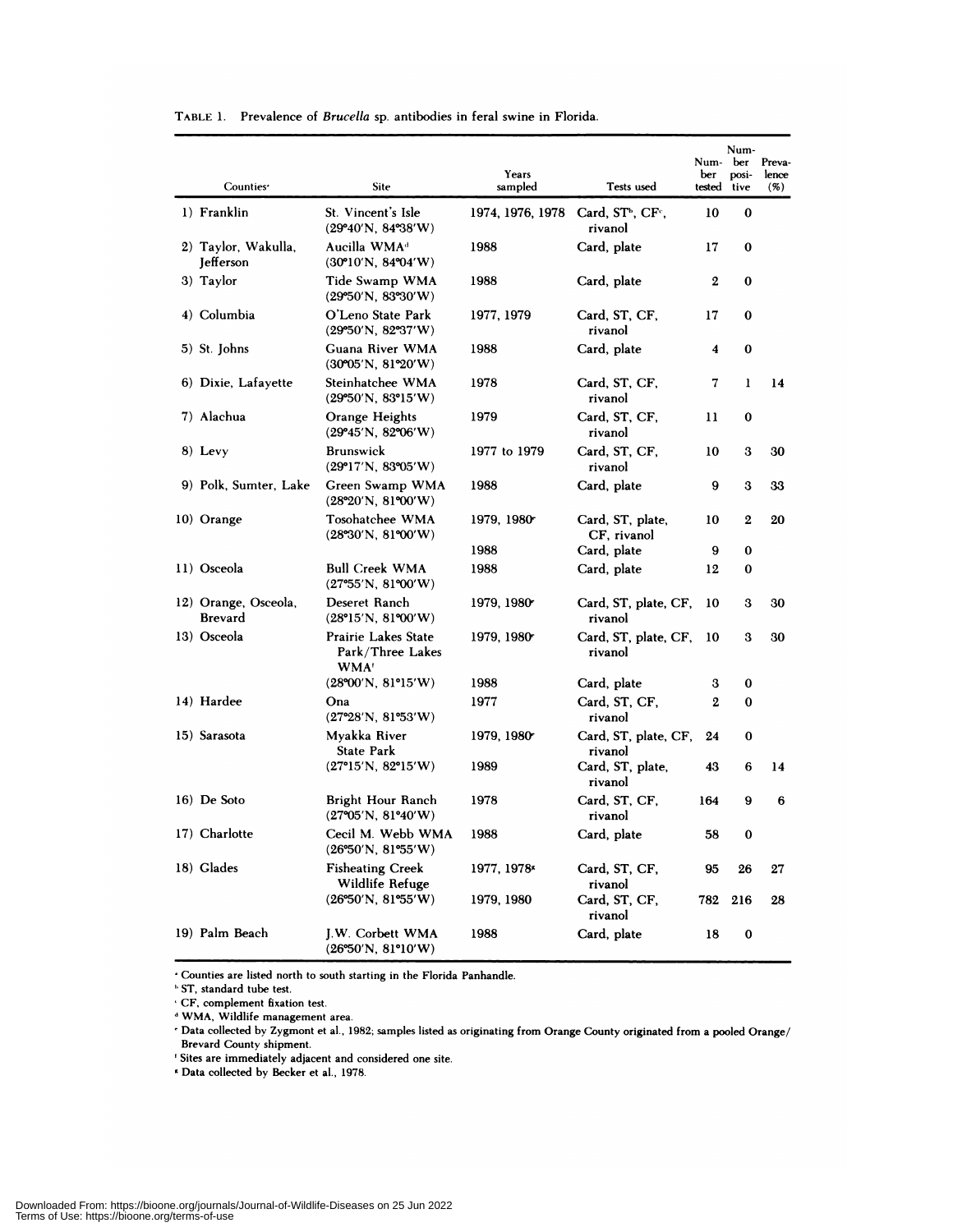TABLE 1. Prevalence of *Brucella* sp. antibodies in feral swine in Florida.

| Counties[a] | Site | Years sampled | Tests used | Number tested | Number positive | Prevalence (%) |
|---|---|---|---|---|---|---|
| 1) Franklin | St. Vincent's Isle (29°40′N, 84°38′W) | 1974, 1976, 1978 | Card, ST[b], CF[c], rivanol | 10 | 0 | |
| 2) Taylor, Wakulla, Jefferson | Aucilla WMA[d] (30°10′N, 84°04′W) | 1988 | Card, plate | 17 | 0 | |
| 3) Taylor | Tide Swamp WMA (29°50′N, 83°30′W) | 1988 | Card, plate | 2 | 0 | |
| 4) Columbia | O'Leno State Park (29°50′N, 82°37′W) | 1977, 1979 | Card, ST, CF, rivanol | 17 | 0 | |
| 5) St. Johns | Guana River WMA (30°05′N, 81°20′W) | 1988 | Card, plate | 4 | 0 | |
| 6) Dixie, Lafayette | Steinhatchee WMA (29°50′N, 83°15′W) | 1978 | Card, ST, CF, rivanol | 7 | 1 | 14 |
| 7) Alachua | Orange Heights (29°45′N, 82°06′W) | 1979 | Card, ST, CF, rivanol | 11 | 0 | |
| 8) Levy | Brunswick (29°17′N, 83°05′W) | 1977 to 1979 | Card, ST, CF, rivanol | 10 | 3 | 30 |
| 9) Polk, Sumter, Lake | Green Swamp WMA (28°20′N, 81°00′W) | 1988 | Card, plate | 9 | 3 | 33 |
| 10) Orange | Tosohatchee WMA (28°30′N, 81°00′W) | 1979, 1980[e] | Card, ST, plate, CF, rivanol | 10 | 2 | 20 |
| | | 1988 | Card, plate | 9 | 0 | |
| 11) Osceola | Bull Creek WMA (27°55′N, 81°00′W) | 1988 | Card, plate | 12 | 0 | |
| 12) Orange, Osceola, Brevard | Deseret Ranch (28°15′N, 81°00′W) | 1979, 1980[e] | Card, ST, plate, CF, rivanol | 10 | 3 | 30 |
| 13) Osceola | Prairie Lakes State Park/Three Lakes WMA[f] | 1979, 1980[e] | Card, ST, plate, CF, rivanol | 10 | 3 | 30 |
| | (28°00′N, 81°15′W) | 1988 | Card, plate | 3 | 0 | |
| 14) Hardee | Ona (27°28′N, 81°53′W) | 1977 | Card, ST, CF, rivanol | 2 | 0 | |
| 15) Sarasota | Myakka River State Park | 1979, 1980[e] | Card, ST, plate, CF, rivanol | 24 | 0 | |
| | (27°15′N, 82°15′W) | 1989 | Card, ST, plate, rivanol | 43 | 6 | 14 |
| 16) De Soto | Bright Hour Ranch (27°05′N, 81°40′W) | 1978 | Card, ST, CF, rivanol | 164 | 9 | 6 |
| 17) Charlotte | Cecil M. Webb WMA (26°50′N, 81°55′W) | 1988 | Card, plate | 58 | 0 | |
| 18) Glades | Fisheating Creek Wildlife Refuge | 1977, 1978[g] | Card, ST, CF, rivanol | 95 | 26 | 27 |
| | (26°50′N, 81°55′W) | 1979, 1980 | Card, ST, CF, rivanol | 782 | 216 | 28 |
| 19) Palm Beach | J.W. Corbett WMA (26°50′N, 81°10′W) | 1988 | Card, plate | 18 | 0 | |

[a] Counties are listed north to south starting in the Florida Panhandle.
[b] ST, standard tube test.
[c] CF, complement fixation test.
[d] WMA, Wildlife management area.
[e] Data collected by Zygmont et al., 1982; samples listed as originating from Orange County originated from a pooled Orange/Brevard County shipment.
[f] Sites are immediately adjacent and considered one site.
[g] Data collected by Becker et al., 1978.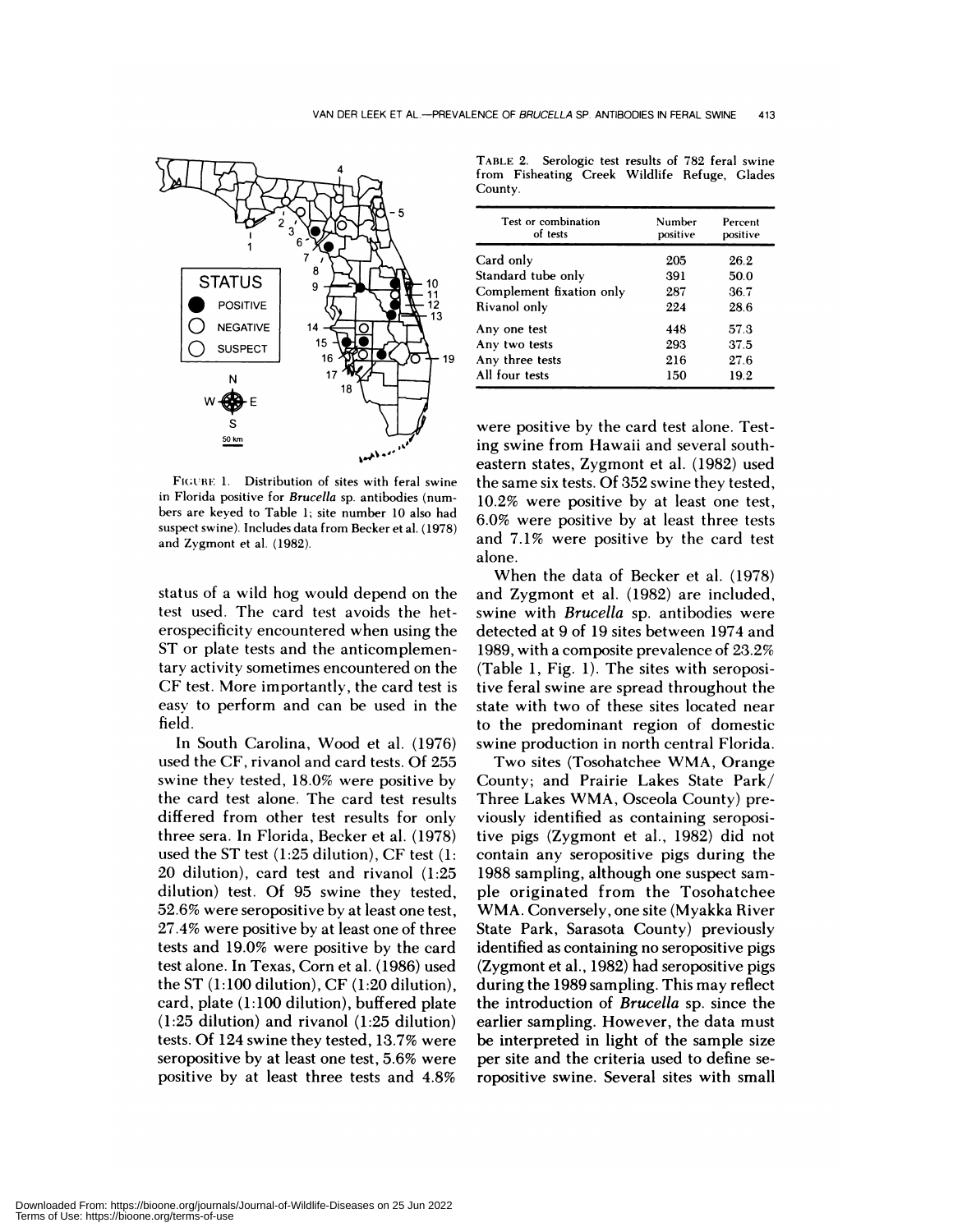FIGURE 1. Distribution of sites with feral swine in Florida positive for *Brucella* sp. antibodies (numbers are keyed to Table 1; site number 10 also had suspect swine). Includes data from Becker et al. (1978) and Zygmont et al. (1982).

status of a wild hog would depend on the test used. The card test avoids the heterospecificity encountered when using the ST or plate tests and the anticomplementary activity sometimes encountered on the CF test. More importantly, the card test is easy to perform and can be used in the field.

In South Carolina, Wood et al. (1976) used the CF, rivanol and card tests. Of 255 swine they tested, 18.0% were positive by the card test alone. The card test results differed from other test results for only three sera. In Florida, Becker et al. (1978) used the ST test (1:25 dilution), CF test (1:20 dilution), card test and rivanol (1:25 dilution) test. Of 95 swine they tested, 52.6% were seropositive by at least one test, 27.4% were positive by at least one of three tests and 19.0% were positive by the card test alone. In Texas, Corn et al. (1986) used the ST (1:100 dilution), CF (1:20 dilution), card, plate (1:100 dilution), buffered plate (1:25 dilution) and rivanol (1:25 dilution) tests. Of 124 swine they tested, 13.7% were seropositive by at least one test, 5.6% were positive by at least three tests and 4.8% were positive by the card test alone. Testing swine from Hawaii and several southeastern states, Zygmont et al. (1982) used the same six tests. Of 352 swine they tested, 10.2% were positive by at least one test, 6.0% were positive by at least three tests and 7.1% were positive by the card test alone.

TABLE 2. Serologic test results of 782 feral swine from Fisheating Creek Wildlife Refuge, Glades County.

| Test or combination of tests | Number positive | Percent positive |
|---|---|---|
| Card only | 205 | 26.2 |
| Standard tube only | 391 | 50.0 |
| Complement fixation only | 287 | 36.7 |
| Rivanol only | 224 | 28.6 |
| Any one test | 448 | 57.3 |
| Any two tests | 293 | 37.5 |
| Any three tests | 216 | 27.6 |
| All four tests | 150 | 19.2 |

When the data of Becker et al. (1978) and Zygmont et al. (1982) are included, swine with *Brucella* sp. antibodies were detected at 9 of 19 sites between 1974 and 1989, with a composite prevalence of 23.2% (Table 1, Fig. 1). The sites with seropositive feral swine are spread throughout the state with two of these sites located near to the predominant region of domestic swine production in north central Florida.

Two sites (Tosohatchee WMA, Orange County; and Prairie Lakes State Park/Three Lakes WMA, Osceola County) previously identified as containing seropositive pigs (Zygmont et al., 1982) did not contain any seropositive pigs during the 1988 sampling, although one suspect sample originated from the Tosohatchee WMA. Conversely, one site (Myakka River State Park, Sarasota County) previously identified as containing no seropositive pigs (Zygmont et al., 1982) had seropositive pigs during the 1989 sampling. This may reflect the introduction of *Brucella* sp. since the earlier sampling. However, the data must be interpreted in light of the sample size per site and the criteria used to define seropositive swine. Several sites with small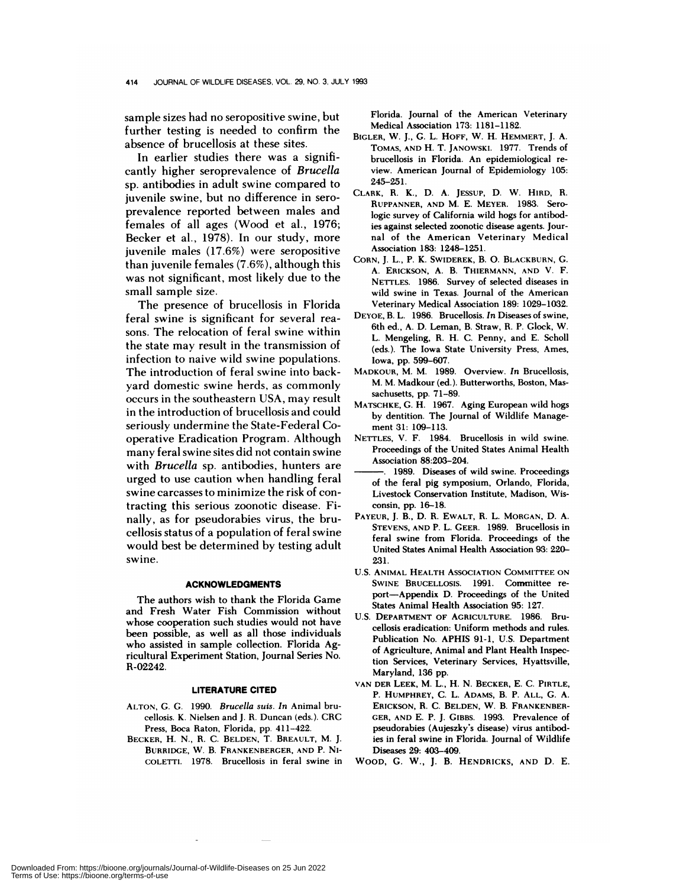sample sizes had no seropositive swine, but further testing is needed to confirm the absence of brucellosis at these sites.

In earlier studies there was a significantly higher seroprevalence of *Brucella* sp. antibodies in adult swine compared to juvenile swine, but no difference in seroprevalence reported between males and females of all ages (Wood et al., 1976; Becker et al., 1978). In our study, more juvenile males (17.6%) were seropositive than juvenile females (7.6%), although this was not significant, most likely due to the small sample size.

The presence of brucellosis in Florida feral swine is significant for several reasons. The relocation of feral swine within the state may result in the transmission of infection to naive wild swine populations. The introduction of feral swine into backyard domestic swine herds, as commonly occurs in the southeastern USA, may result in the introduction of brucellosis and could seriously undermine the State-Federal Cooperative Eradication Program. Although many feral swine sites did not contain swine with *Brucella* sp. antibodies, hunters are urged to use caution when handling feral swine carcasses to minimize the risk of contracting this serious zoonotic disease. Finally, as for pseudorabies virus, the brucellosis status of a population of feral swine would best be determined by testing adult swine.

## ACKNOWLEDGMENTS

The authors wish to thank the Florida Game and Fresh Water Fish Commission without whose cooperation such studies would not have been possible, as well as all those individuals who assisted in sample collection. Florida Agricultural Experiment Station, Journal Series No. R-02242.

## LITERATURE CITED

ALTON, G. G. 1990. *Brucella suis*. *In* Animal brucellosis. K. Nielsen and J. R. Duncan (eds.). CRC Press, Boca Raton, Florida, pp. 411–422.

BECKER, H. N., R. C. BELDEN, T. BREAULT, M. J. BURRIDGE, W. B. FRANKENBERGER, AND P. NICOLETTI. 1978. Brucellosis in feral swine in Florida. Journal of the American Veterinary Medical Association 173: 1181–1182.

BIGLER, W. J., G. L. HOFF, W. H. HEMMERT, J. A. TOMAS, AND H. T. JANOWSKI. 1977. Trends of brucellosis in Florida. An epidemiological review. American Journal of Epidemiology 105: 245–251.

CLARK, R. K., D. A. JESSUP, D. W. HIRD, R. RUPPANNER, AND M. E. MEYER. 1983. Serologic survey of California wild hogs for antibodies against selected zoonotic disease agents. Journal of the American Veterinary Medical Association 183: 1248–1251.

CORN, J. L., P. K. SWIDEREK, B. O. BLACKBURN, G. A. ERICKSON, A. B. THIERMANN, AND V. F. NETTLES. 1986. Survey of selected diseases in wild swine in Texas. Journal of the American Veterinary Medical Association 189: 1029–1032.

DEYOE, B. L. 1986. Brucellosis. *In* Diseases of swine, 6th ed., A. D. Leman, B. Straw, R. P. Glock, W. L. Mengeling, R. H. C. Penny, and E. Scholl (eds.). The Iowa State University Press, Ames, Iowa, pp. 599–607.

MADKOUR, M. M. 1989. Overview. *In* Brucellosis, M. M. Madkour (ed.). Butterworths, Boston, Massachusetts, pp. 71–89.

MATSCHKE, G. H. 1967. Aging European wild hogs by dentition. The Journal of Wildlife Management 31: 109–113.

NETTLES, V. F. 1984. Brucellosis in wild swine. Proceedings of the United States Animal Health Association 88:203–204.

———. 1989. Diseases of wild swine. Proceedings of the feral pig symposium, Orlando, Florida, Livestock Conservation Institute, Madison, Wisconsin, pp. 16–18.

PAYEUR, J. B., D. R. EWALT, R. L. MORGAN, D. A. STEVENS, AND P. L. GEER. 1989. Brucellosis in feral swine from Florida. Proceedings of the United States Animal Health Association 93: 220–231.

U.S. ANIMAL HEALTH ASSOCIATION COMMITTEE ON SWINE BRUCELLOSIS. 1991. Committee report—Appendix D. Proceedings of the United States Animal Health Association 95: 127.

U.S. DEPARTMENT OF AGRICULTURE. 1986. Brucellosis eradication: Uniform methods and rules. Publication No. APHIS 91-1, U.S. Department of Agriculture, Animal and Plant Health Inspection Services, Veterinary Services, Hyattsville, Maryland, 136 pp.

VAN DER LEEK, M. L., H. N. BECKER, E. C. PIRTLE, P. HUMPHREY, C. L. ADAMS, B. P. ALL, G. A. ERICKSON, R. C. BELDEN, W. B. FRANKENBERGER, AND E. P. J. GIBBS. 1993. Prevalence of pseudorabies (Aujeszky's disease) virus antibodies in feral swine in Florida. Journal of Wildlife Diseases 29: 403–409.

WOOD, G. W., J. B. HENDRICKS, AND D. E.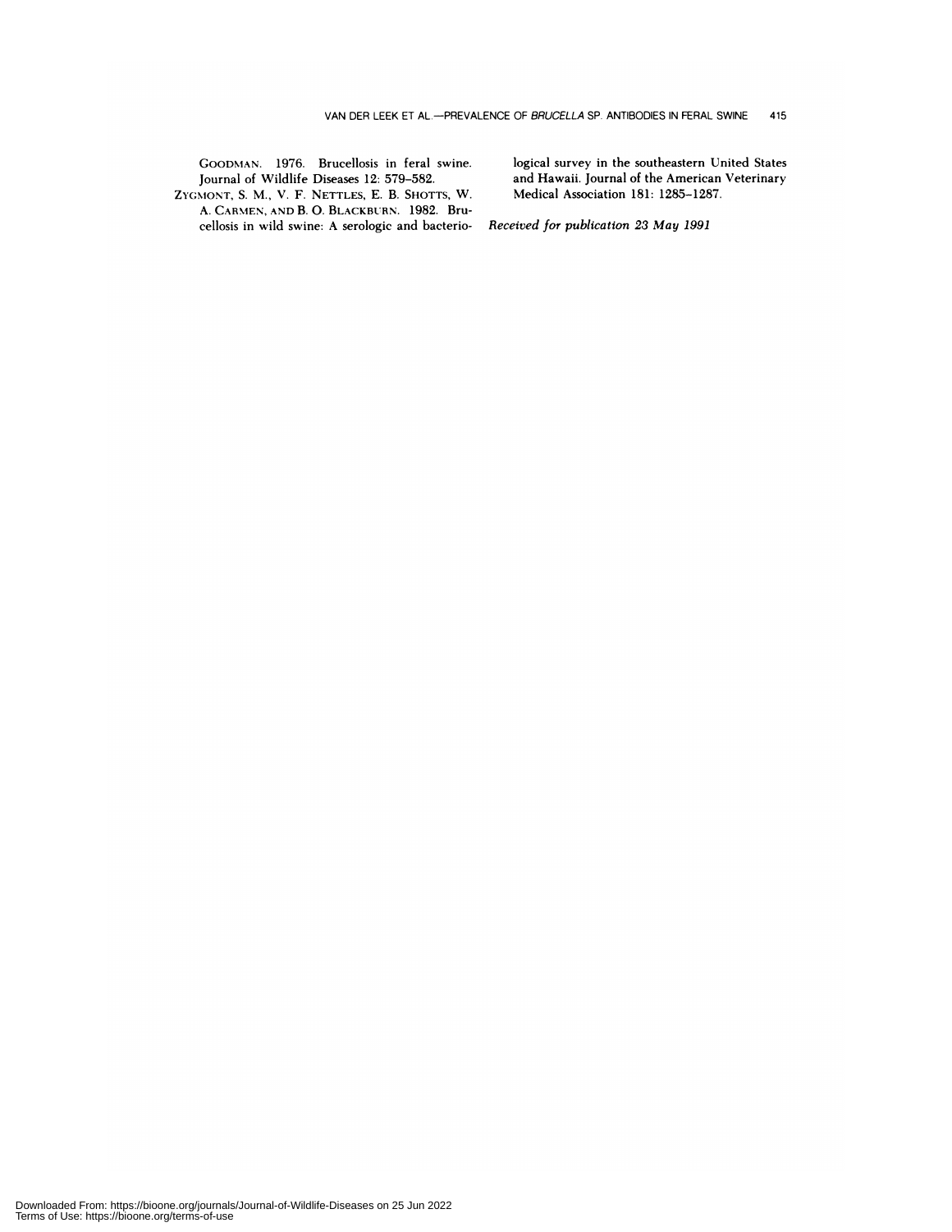GOODMAN. 1976. Brucellosis in feral swine. Journal of Wildlife Diseases 12: 579–582.

ZYGMONT, S. M., V. F. NETTLES, E. B. SHOTTS, W. A. CARMEN, AND B. O. BLACKBURN. 1982. Brucellosis in wild swine: A serologic and bacteriological survey in the southeastern United States and Hawaii. Journal of the American Veterinary Medical Association 181: 1285–1287.

*Received for publication 23 May 1991*